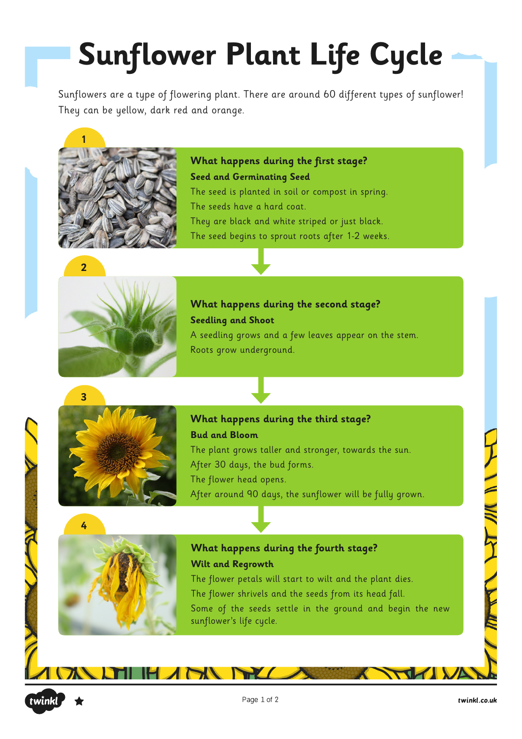# Sunflower Plant Life Cycle

Sunflowers are a type of flowering plant. There are around 60 different types of sunflower! They can be yellow, dark red and orange.

1

**What happens during the first stage?**

**Seed and Germinating Seed**

The seed is planted in soil or compost in spring.
The seeds have a hard coat.
They are black and white striped or just black.
The seed begins to sprout roots after 1-2 weeks.

2

**What happens during the second stage?**

**Seedling and Shoot**

A seedling grows and a few leaves appear on the stem.
Roots grow underground.

3

**What happens during the third stage?**

**Bud and Bloom**

The plant grows taller and stronger, towards the sun.
After 30 days, the bud forms.
The flower head opens.
After around 90 days, the sunflower will be fully grown.

4

**What happens during the fourth stage?**

**Wilt and Regrowth**

The flower petals will start to wilt and the plant dies.
The flower shrivels and the seeds from its head fall.
Some of the seeds settle in the ground and begin the new sunflower's life cycle.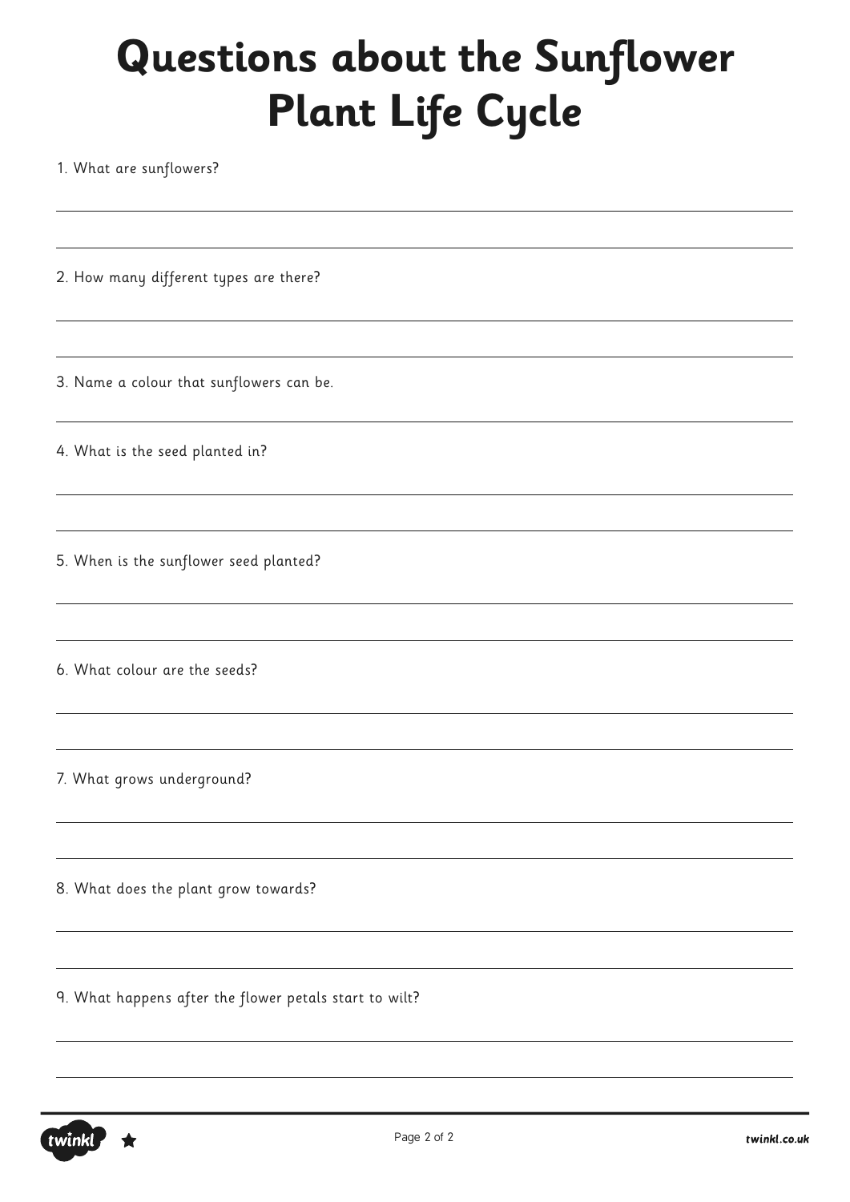# Questions about the Sunflower Plant Life Cycle

1. What are sunflowers?

2. How many different types are there?

3. Name a colour that sunflowers can be.

4. What is the seed planted in?

5. When is the sunflower seed planted?

6. What colour are the seeds?

7. What grows underground?

8. What does the plant grow towards?

9. What happens after the flower petals start to wilt?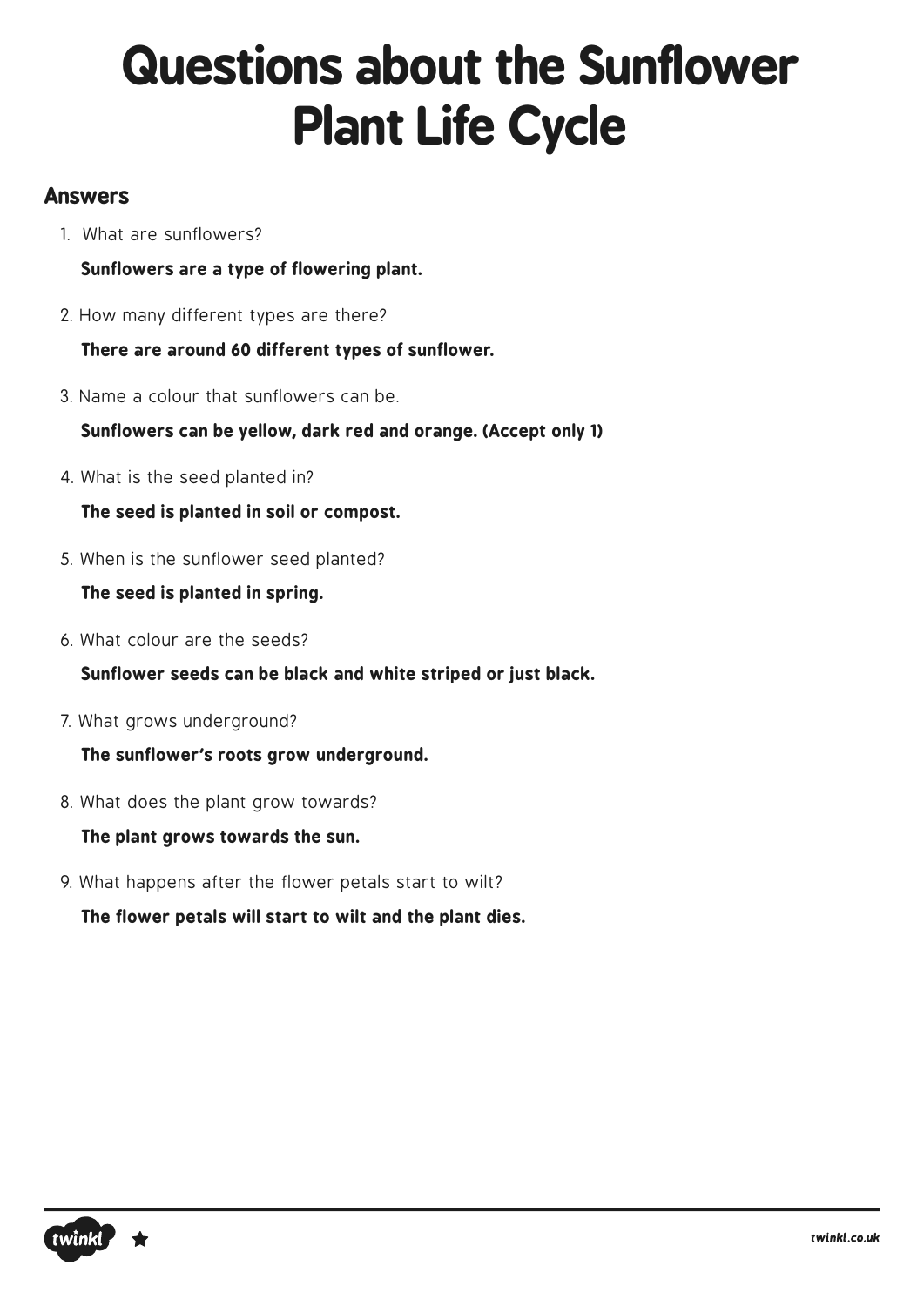# Questions about the Sunflower Plant Life Cycle

## Answers

1. What are sunflowers?

   **Sunflowers are a type of flowering plant.**

2. How many different types are there?

   **There are around 60 different types of sunflower.**

3. Name a colour that sunflowers can be.

   **Sunflowers can be yellow, dark red and orange. (Accept only 1)**

4. What is the seed planted in?

   **The seed is planted in soil or compost.**

5. When is the sunflower seed planted?

   **The seed is planted in spring.**

6. What colour are the seeds?

   **Sunflower seeds can be black and white striped or just black.**

7. What grows underground?

   **The sunflower's roots grow underground.**

8. What does the plant grow towards?

   **The plant grows towards the sun.**

9. What happens after the flower petals start to wilt?

   **The flower petals will start to wilt and the plant dies.**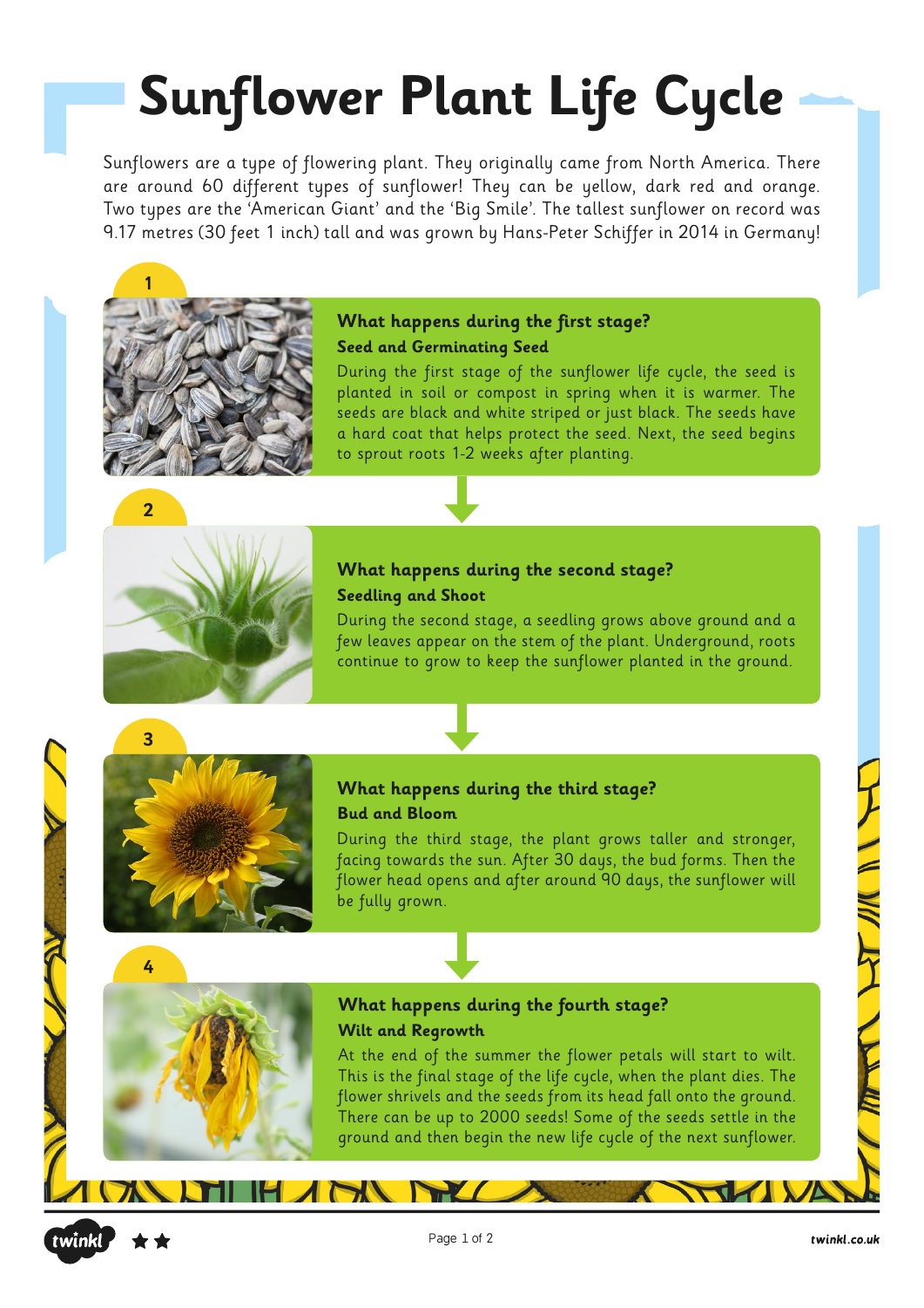# Sunflower Plant Life Cycle

Sunflowers are a type of flowering plant. They originally came from North America. There are around 60 different types of sunflower! They can be yellow, dark red and orange. Two types are the 'American Giant' and the 'Big Smile'. The tallest sunflower on record was 9.17 metres (30 feet 1 inch) tall and was grown by Hans-Peter Schiffer in 2014 in Germany!

1

### What happens during the first stage?

**Seed and Germinating Seed**

During the first stage of the sunflower life cycle, the seed is planted in soil or compost in spring when it is warmer. The seeds are black and white striped or just black. The seeds have a hard coat that helps protect the seed. Next, the seed begins to sprout roots 1-2 weeks after planting.

2

### What happens during the second stage?

**Seedling and Shoot**

During the second stage, a seedling grows above ground and a few leaves appear on the stem of the plant. Underground, roots continue to grow to keep the sunflower planted in the ground.

3

### What happens during the third stage?

**Bud and Bloom**

During the third stage, the plant grows taller and stronger, facing towards the sun. After 30 days, the bud forms. Then the flower head opens and after around 90 days, the sunflower will be fully grown.

4

### What happens during the fourth stage?

**Wilt and Regrowth**

At the end of the summer the flower petals will start to wilt. This is the final stage of the life cycle, when the plant dies. The flower shrivels and the seeds from its head fall onto the ground. There can be up to 2000 seeds! Some of the seeds settle in the ground and then begin the new life cycle of the next sunflower.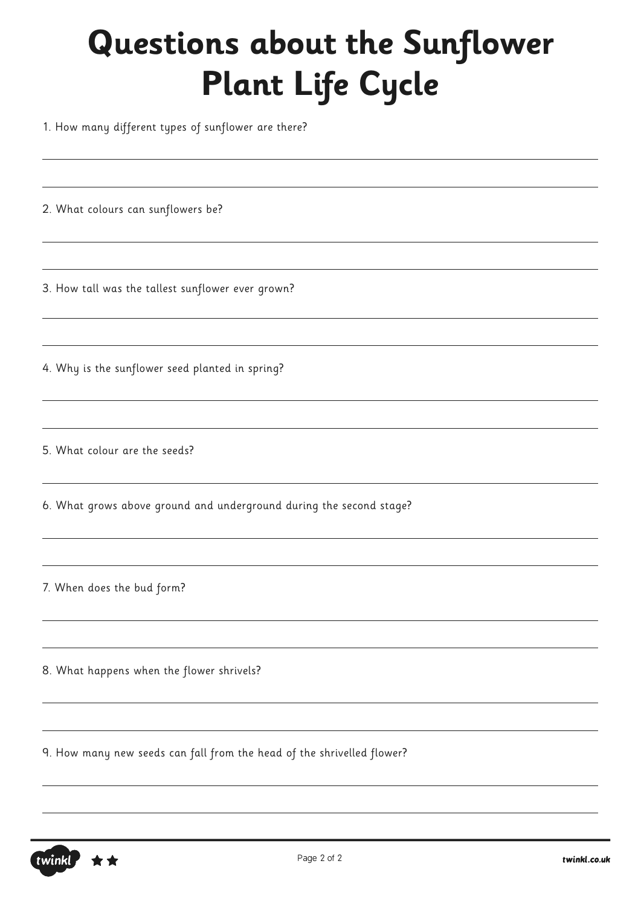# Questions about the Sunflower Plant Life Cycle

1. How many different types of sunflower are there?

2. What colours can sunflowers be?

3. How tall was the tallest sunflower ever grown?

4. Why is the sunflower seed planted in spring?

5. What colour are the seeds?

6. What grows above ground and underground during the second stage?

7. When does the bud form?

8. What happens when the flower shrivels?

9. How many new seeds can fall from the head of the shrivelled flower?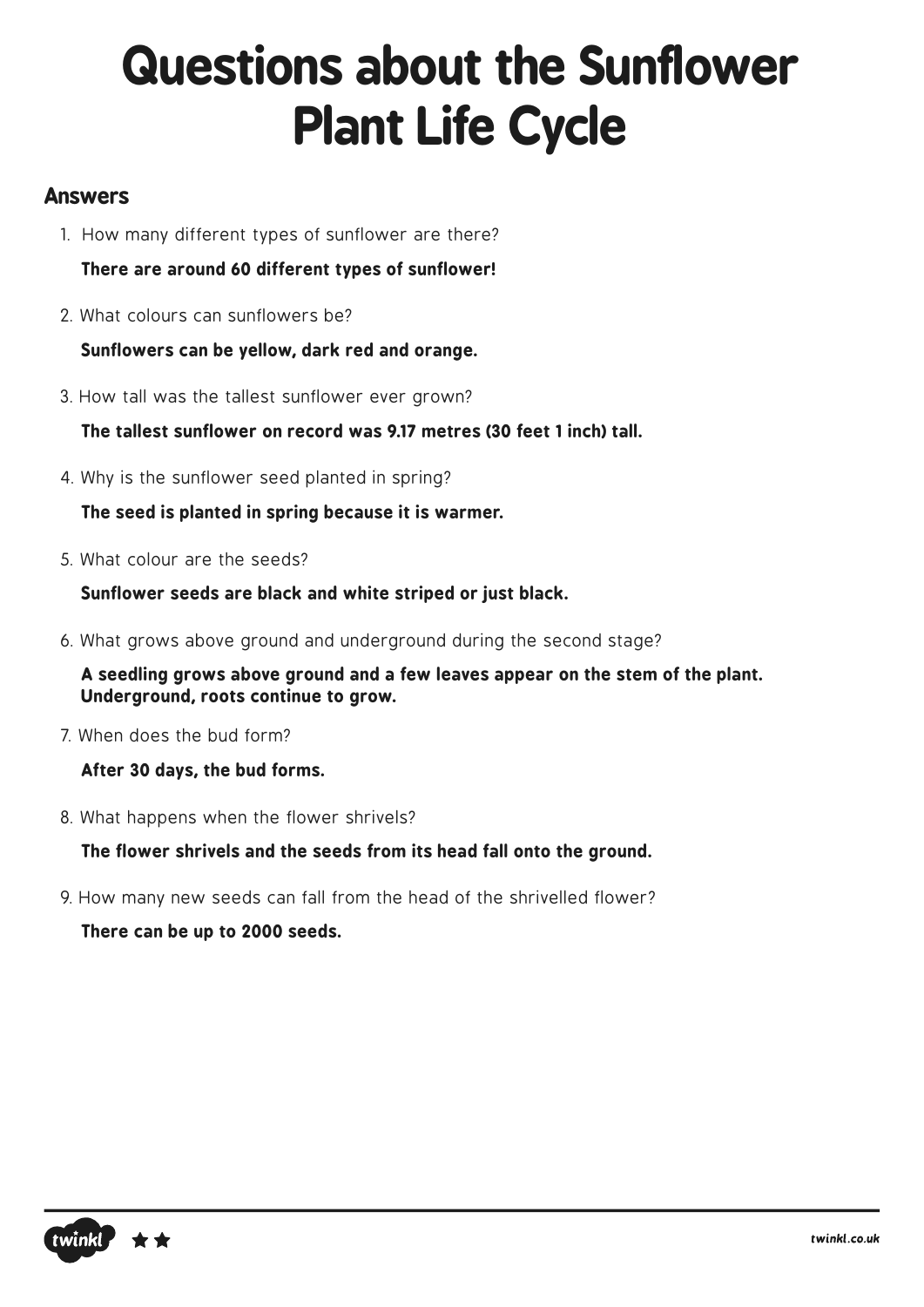# Questions about the Sunflower Plant Life Cycle

## Answers

1. How many different types of sunflower are there?

   **There are around 60 different types of sunflower!**

2. What colours can sunflowers be?

   **Sunflowers can be yellow, dark red and orange.**

3. How tall was the tallest sunflower ever grown?

   **The tallest sunflower on record was 9.17 metres (30 feet 1 inch) tall.**

4. Why is the sunflower seed planted in spring?

   **The seed is planted in spring because it is warmer.**

5. What colour are the seeds?

   **Sunflower seeds are black and white striped or just black.**

6. What grows above ground and underground during the second stage?

   **A seedling grows above ground and a few leaves appear on the stem of the plant. Underground, roots continue to grow.**

7. When does the bud form?

   **After 30 days, the bud forms.**

8. What happens when the flower shrivels?

   **The flower shrivels and the seeds from its head fall onto the ground.**

9. How many new seeds can fall from the head of the shrivelled flower?

   **There can be up to 2000 seeds.**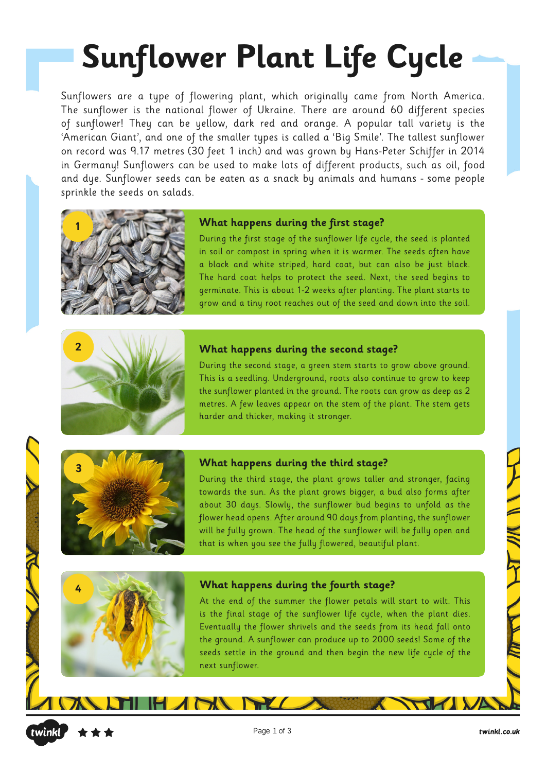# Sunflower Plant Life Cycle

Sunflowers are a type of flowering plant, which originally came from North America. The sunflower is the national flower of Ukraine. There are around 60 different species of sunflower! They can be yellow, dark red and orange. A popular tall variety is the 'American Giant', and one of the smaller types is called a 'Big Smile'. The tallest sunflower on record was 9.17 metres (30 feet 1 inch) and was grown by Hans-Peter Schiffer in 2014 in Germany! Sunflowers can be used to make lots of different products, such as oil, food and dye. Sunflower seeds can be eaten as a snack by animals and humans - some people sprinkle the seeds on salads.

1

### What happens during the first stage?

During the first stage of the sunflower life cycle, the seed is planted in soil or compost in spring when it is warmer. The seeds often have a black and white striped, hard coat, but can also be just black. The hard coat helps to protect the seed. Next, the seed begins to germinate. This is about 1-2 weeks after planting. The plant starts to grow and a tiny root reaches out of the seed and down into the soil.

2

### What happens during the second stage?

During the second stage, a green stem starts to grow above ground. This is a seedling. Underground, roots also continue to grow to keep the sunflower planted in the ground. The roots can grow as deep as 2 metres. A few leaves appear on the stem of the plant. The stem gets harder and thicker, making it stronger.

3

### What happens during the third stage?

During the third stage, the plant grows taller and stronger, facing towards the sun. As the plant grows bigger, a bud also forms after about 30 days. Slowly, the sunflower bud begins to unfold as the flower head opens. After around 90 days from planting, the sunflower will be fully grown. The head of the sunflower will be fully open and that is when you see the fully flowered, beautiful plant.

4

### What happens during the fourth stage?

At the end of the summer the flower petals will start to wilt. This is the final stage of the sunflower life cycle, when the plant dies. Eventually the flower shrivels and the seeds from its head fall onto the ground. A sunflower can produce up to 2000 seeds! Some of the seeds settle in the ground and then begin the new life cycle of the next sunflower.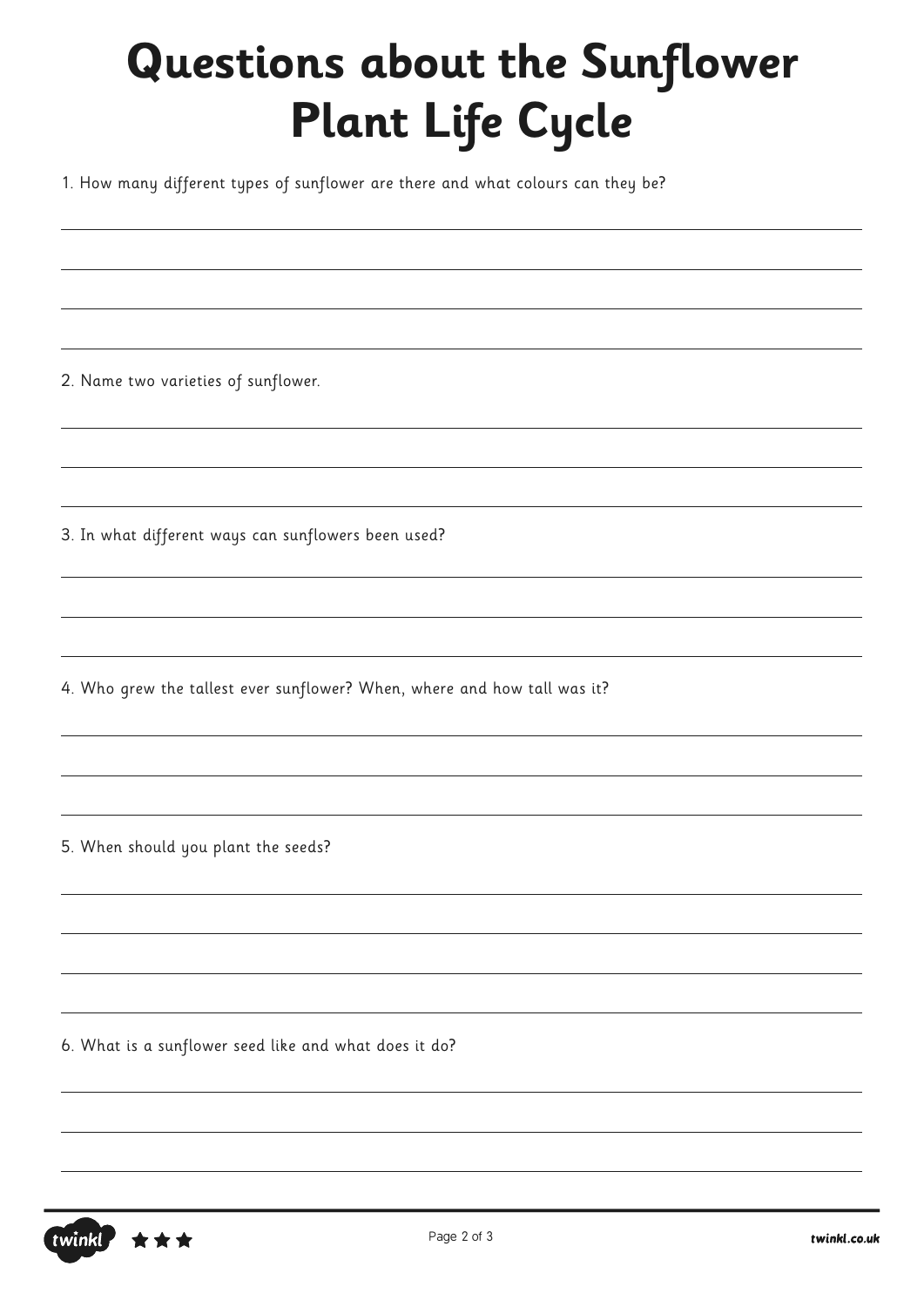# Questions about the Sunflower Plant Life Cycle

1. How many different types of sunflower are there and what colours can they be?

2. Name two varieties of sunflower.

3. In what different ways can sunflowers been used?

4. Who grew the tallest ever sunflower? When, where and how tall was it?

5. When should you plant the seeds?

6. What is a sunflower seed like and what does it do?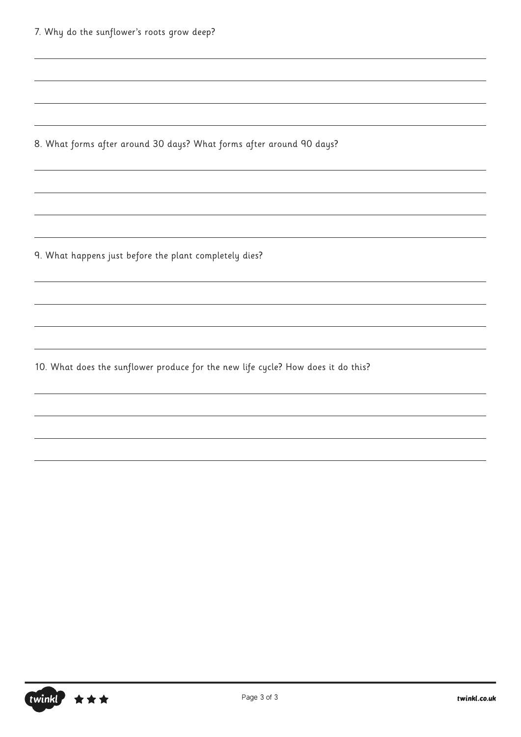7. Why do the sunflower's roots grow deep?

8. What forms after around 30 days? What forms after around 90 days?

9. What happens just before the plant completely dies?

10. What does the sunflower produce for the new life cycle? How does it do this?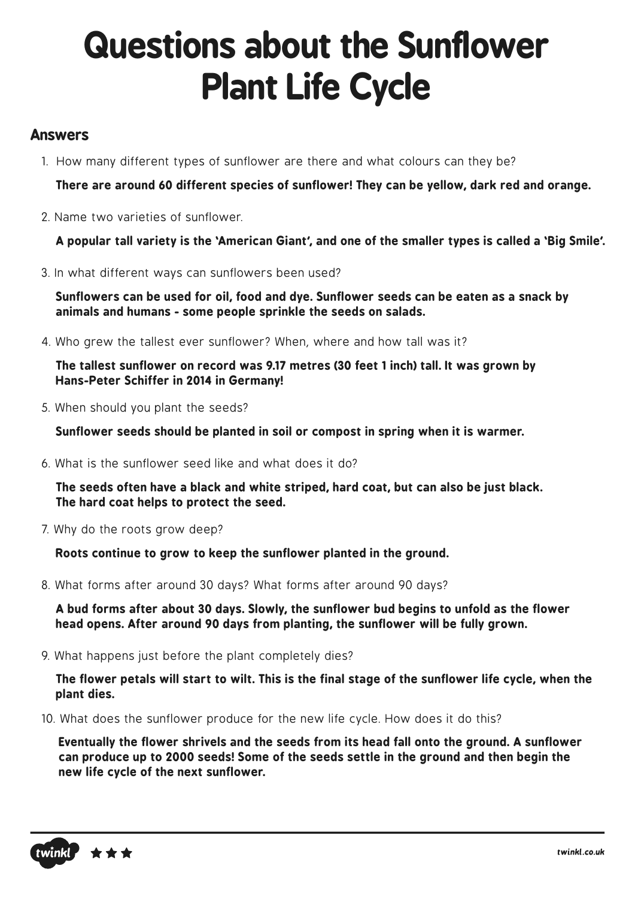# Questions about the Sunflower Plant Life Cycle

## Answers

1. How many different types of sunflower are there and what colours can they be?

   **There are around 60 different species of sunflower! They can be yellow, dark red and orange.**

2. Name two varieties of sunflower.

   **A popular tall variety is the 'American Giant', and one of the smaller types is called a 'Big Smile'.**

3. In what different ways can sunflowers been used?

   **Sunflowers can be used for oil, food and dye. Sunflower seeds can be eaten as a snack by animals and humans - some people sprinkle the seeds on salads.**

4. Who grew the tallest ever sunflower? When, where and how tall was it?

   **The tallest sunflower on record was 9.17 metres (30 feet 1 inch) tall. It was grown by Hans-Peter Schiffer in 2014 in Germany!**

5. When should you plant the seeds?

   **Sunflower seeds should be planted in soil or compost in spring when it is warmer.**

6. What is the sunflower seed like and what does it do?

   **The seeds often have a black and white striped, hard coat, but can also be just black. The hard coat helps to protect the seed.**

7. Why do the roots grow deep?

   **Roots continue to grow to keep the sunflower planted in the ground.**

8. What forms after around 30 days? What forms after around 90 days?

   **A bud forms after about 30 days. Slowly, the sunflower bud begins to unfold as the flower head opens. After around 90 days from planting, the sunflower will be fully grown.**

9. What happens just before the plant completely dies?

   **The flower petals will start to wilt. This is the final stage of the sunflower life cycle, when the plant dies.**

10. What does the sunflower produce for the new life cycle. How does it do this?

    **Eventually the flower shrivels and the seeds from its head fall onto the ground. A sunflower can produce up to 2000 seeds! Some of the seeds settle in the ground and then begin the new life cycle of the next sunflower.**